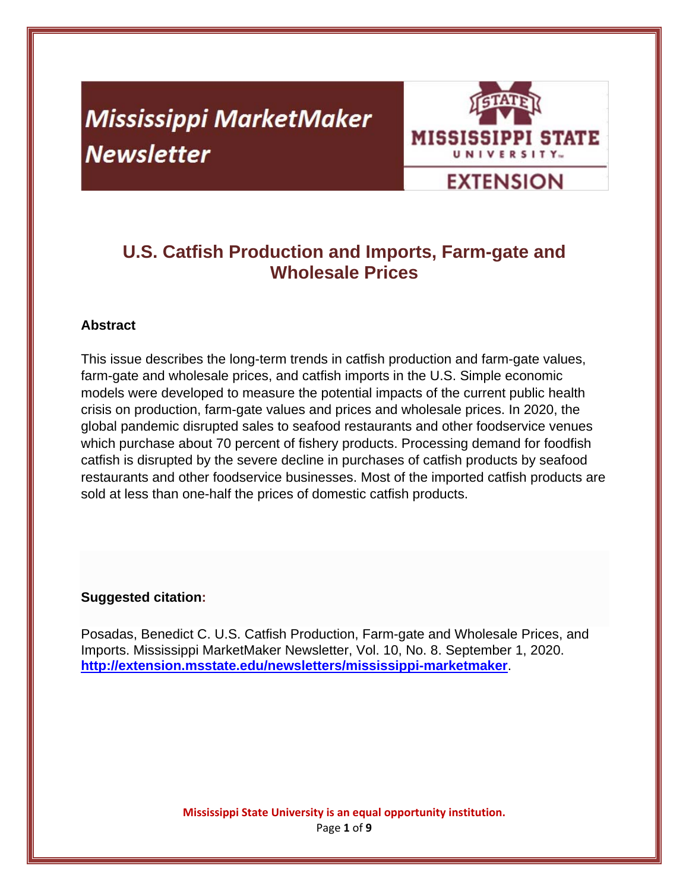# Mississippi MarketMaker Newsletter

MISSISSIPPI STATE UNIVERSITY

EXTENSION

## U.S. Catfish Production and Imports, Farm-gate and Wholesale Prices

### Abstract

This issue describes the long-term trends in catfish production and farm-gate values, farm-gate and wholesale prices, and catfish imports in the U.S. Simple economic models were developed to measure the potential impacts of the current public health crisis on production, farm-gate values and prices and wholesale prices. In 2020, the global pandemic disrupted sales to seafood restaurants and other foodservice venues which purchase about 70 percent of fishery products. Processing demand for foodfish catfish is disrupted by the severe decline in purchases of catfish products by seafood restaurants and other foodservice businesses. Most of the imported catfish products are sold at less than one-half the prices of domestic catfish products.

**Suggested citation:**

Posadas, Benedict C. U.S. Catfish Production, Farm-gate and Wholesale Prices, and Imports. Mississippi MarketMaker Newsletter, Vol. 10, No. 8. September 1, 2020. **http://extension.msstate.edu/newsletters/mississippi-marketmaker**.

Mississippi State University is an equal opportunity institution.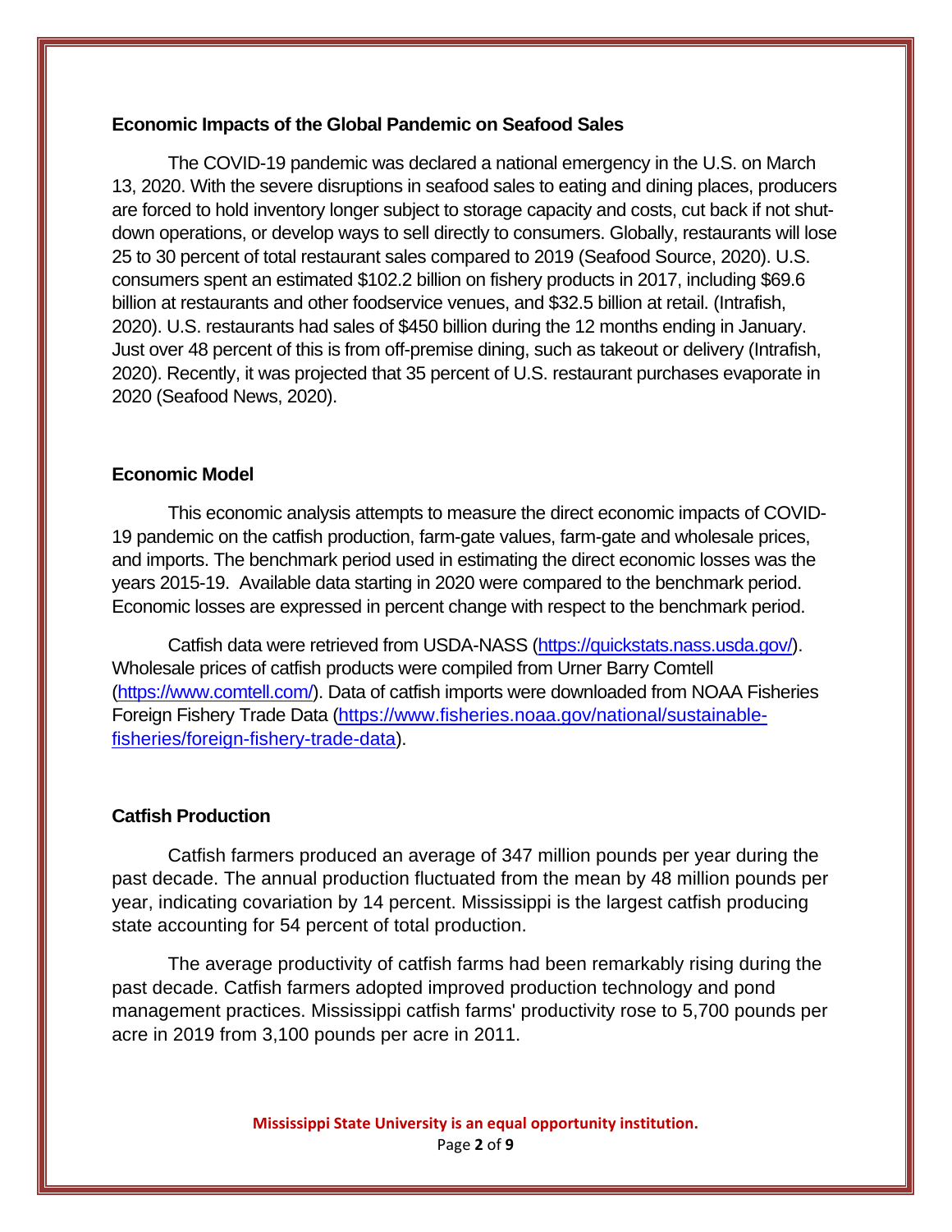## Economic Impacts of the Global Pandemic on Seafood Sales

The COVID-19 pandemic was declared a national emergency in the U.S. on March 13, 2020. With the severe disruptions in seafood sales to eating and dining places, producers are forced to hold inventory longer subject to storage capacity and costs, cut back if not shut-down operations, or develop ways to sell directly to consumers. Globally, restaurants will lose 25 to 30 percent of total restaurant sales compared to 2019 (Seafood Source, 2020). U.S. consumers spent an estimated $102.2 billion on fishery products in 2017, including $69.6 billion at restaurants and other foodservice venues, and $32.5 billion at retail. (Intrafish, 2020). U.S. restaurants had sales of $450 billion during the 12 months ending in January. Just over 48 percent of this is from off-premise dining, such as takeout or delivery (Intrafish, 2020). Recently, it was projected that 35 percent of U.S. restaurant purchases evaporate in 2020 (Seafood News, 2020).

## Economic Model

This economic analysis attempts to measure the direct economic impacts of COVID-19 pandemic on the catfish production, farm-gate values, farm-gate and wholesale prices, and imports. The benchmark period used in estimating the direct economic losses was the years 2015-19. Available data starting in 2020 were compared to the benchmark period. Economic losses are expressed in percent change with respect to the benchmark period.

Catfish data were retrieved from USDA-NASS (https://quickstats.nass.usda.gov/). Wholesale prices of catfish products were compiled from Urner Barry Comtell (https://www.comtell.com/). Data of catfish imports were downloaded from NOAA Fisheries Foreign Fishery Trade Data (https://www.fisheries.noaa.gov/national/sustainable-fisheries/foreign-fishery-trade-data).

## Catfish Production

Catfish farmers produced an average of 347 million pounds per year during the past decade. The annual production fluctuated from the mean by 48 million pounds per year, indicating covariation by 14 percent. Mississippi is the largest catfish producing state accounting for 54 percent of total production.

The average productivity of catfish farms had been remarkably rising during the past decade. Catfish farmers adopted improved production technology and pond management practices. Mississippi catfish farms' productivity rose to 5,700 pounds per acre in 2019 from 3,100 pounds per acre in 2011.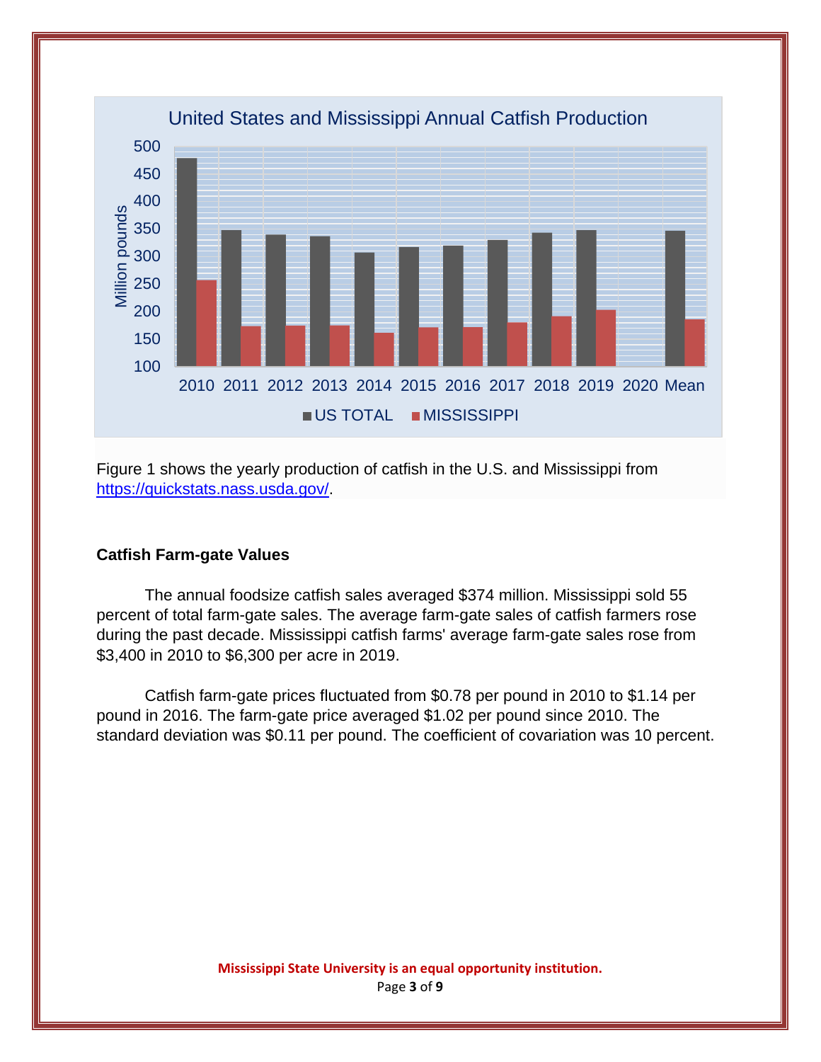Figure 1 shows the yearly production of catfish in the U.S. and Mississippi from [https://quickstats.nass.usda.gov/](https://quickstats.nass.usda.gov/).

### Catfish Farm-gate Values

The annual foodsize catfish sales averaged $374 million. Mississippi sold 55 percent of total farm-gate sales. The average farm-gate sales of catfish farmers rose during the past decade. Mississippi catfish farms' average farm-gate sales rose from $3,400 in 2010 to $6,300 per acre in 2019.

Catfish farm-gate prices fluctuated from $0.78 per pound in 2010 to $1.14 per pound in 2016. The farm-gate price averaged $1.02 per pound since 2010. The standard deviation was $0.11 per pound. The coefficient of covariation was 10 percent.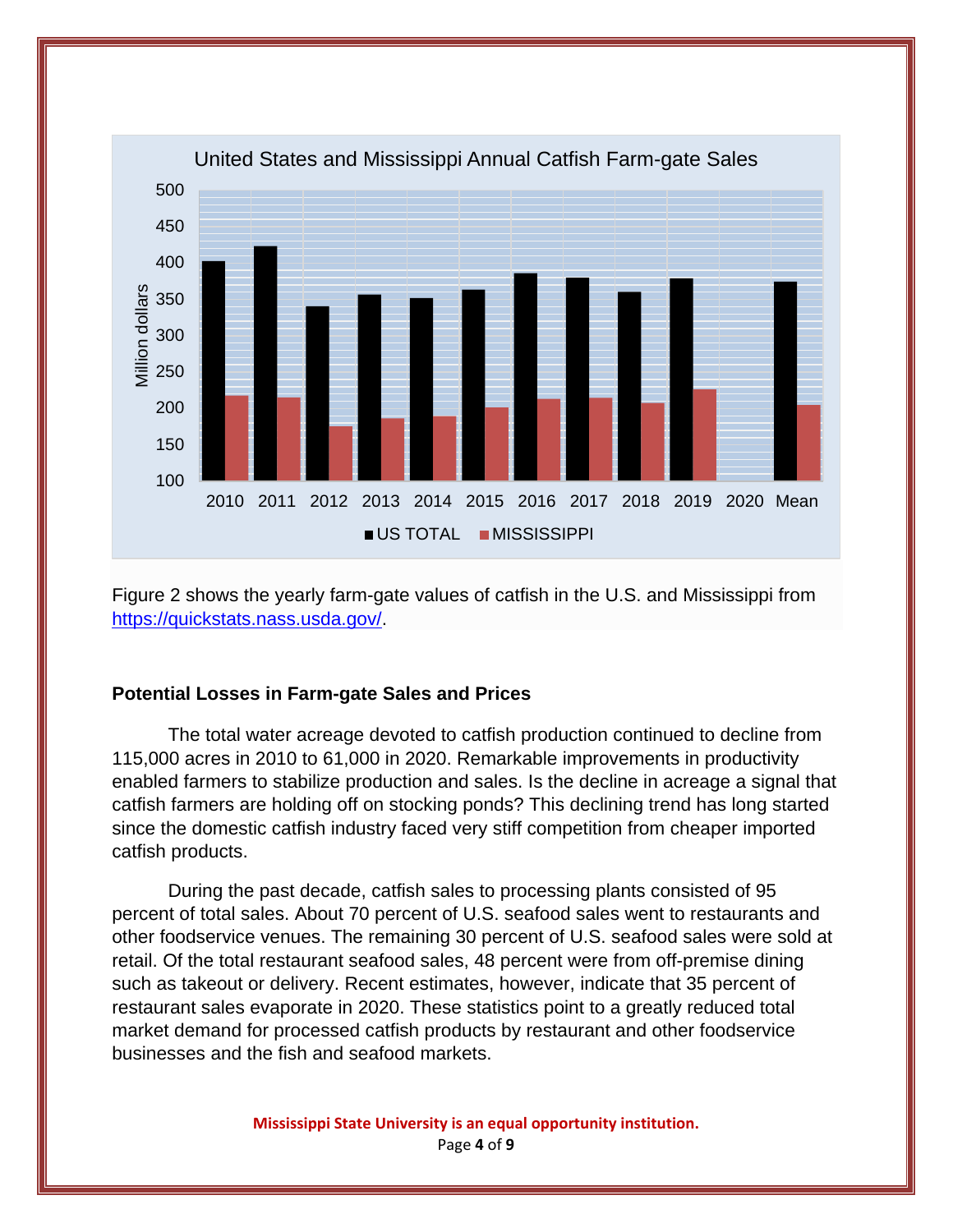Figure 2 shows the yearly farm-gate values of catfish in the U.S. and Mississippi from https://quickstats.nass.usda.gov/.

**Potential Losses in Farm-gate Sales and Prices**

The total water acreage devoted to catfish production continued to decline from 115,000 acres in 2010 to 61,000 in 2020. Remarkable improvements in productivity enabled farmers to stabilize production and sales. Is the decline in acreage a signal that catfish farmers are holding off on stocking ponds? This declining trend has long started since the domestic catfish industry faced very stiff competition from cheaper imported catfish products.

During the past decade, catfish sales to processing plants consisted of 95 percent of total sales. About 70 percent of U.S. seafood sales went to restaurants and other foodservice venues. The remaining 30 percent of U.S. seafood sales were sold at retail. Of the total restaurant seafood sales, 48 percent were from off-premise dining such as takeout or delivery. Recent estimates, however, indicate that 35 percent of restaurant sales evaporate in 2020. These statistics point to a greatly reduced total market demand for processed catfish products by restaurant and other foodservice businesses and the fish and seafood markets.

**Mississippi State University is an equal opportunity institution.**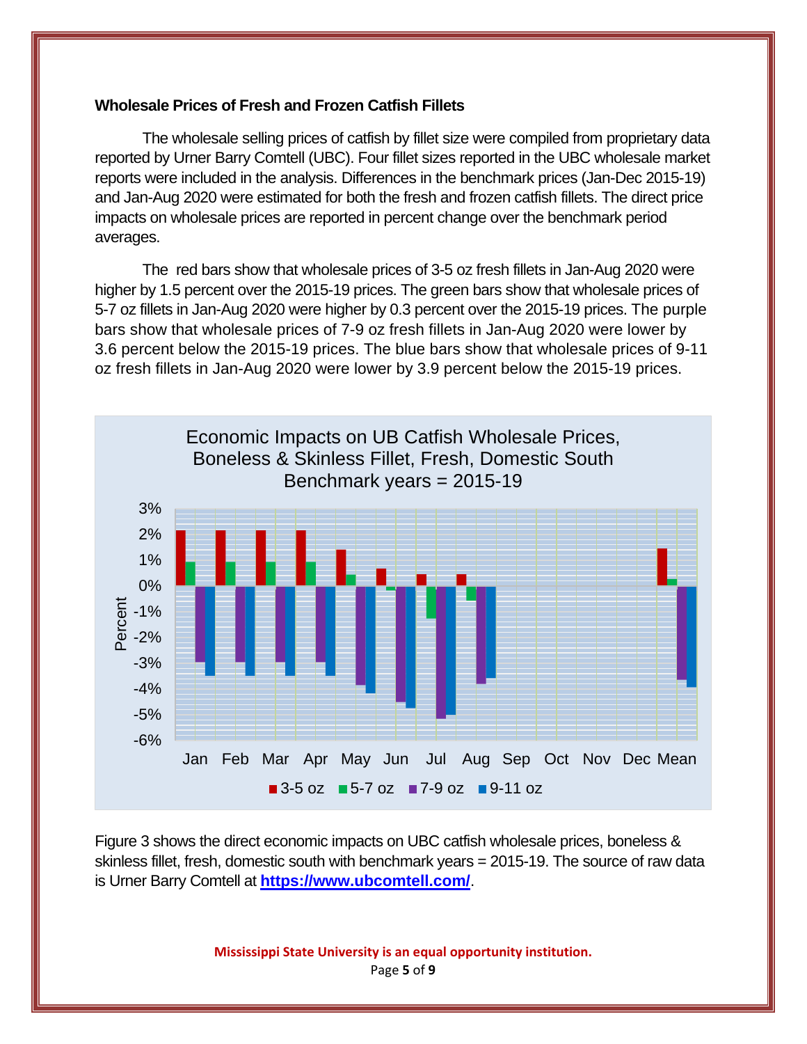**Wholesale Prices of Fresh and Frozen Catfish Fillets**

The wholesale selling prices of catfish by fillet size were compiled from proprietary data reported by Urner Barry Comtell (UBC). Four fillet sizes reported in the UBC wholesale market reports were included in the analysis. Differences in the benchmark prices (Jan-Dec 2015-19) and Jan-Aug 2020 were estimated for both the fresh and frozen catfish fillets. The direct price impacts on wholesale prices are reported in percent change over the benchmark period averages.

The red bars show that wholesale prices of 3-5 oz fresh fillets in Jan-Aug 2020 were higher by 1.5 percent over the 2015-19 prices. The green bars show that wholesale prices of 5-7 oz fillets in Jan-Aug 2020 were higher by 0.3 percent over the 2015-19 prices. The purple bars show that wholesale prices of 7-9 oz fresh fillets in Jan-Aug 2020 were lower by 3.6 percent below the 2015-19 prices. The blue bars show that wholesale prices of 9-11 oz fresh fillets in Jan-Aug 2020 were lower by 3.9 percent below the 2015-19 prices.

Economic Impacts on UB Catfish Wholesale Prices, Boneless & Skinless Fillet, Fresh, Domestic South
Benchmark years = 2015-19

Figure 3 shows the direct economic impacts on UBC catfish wholesale prices, boneless & skinless fillet, fresh, domestic south with benchmark years = 2015-19. The source of raw data is Urner Barry Comtell at **https://www.ubcomtell.com/**.

**Mississippi State University is an equal opportunity institution.**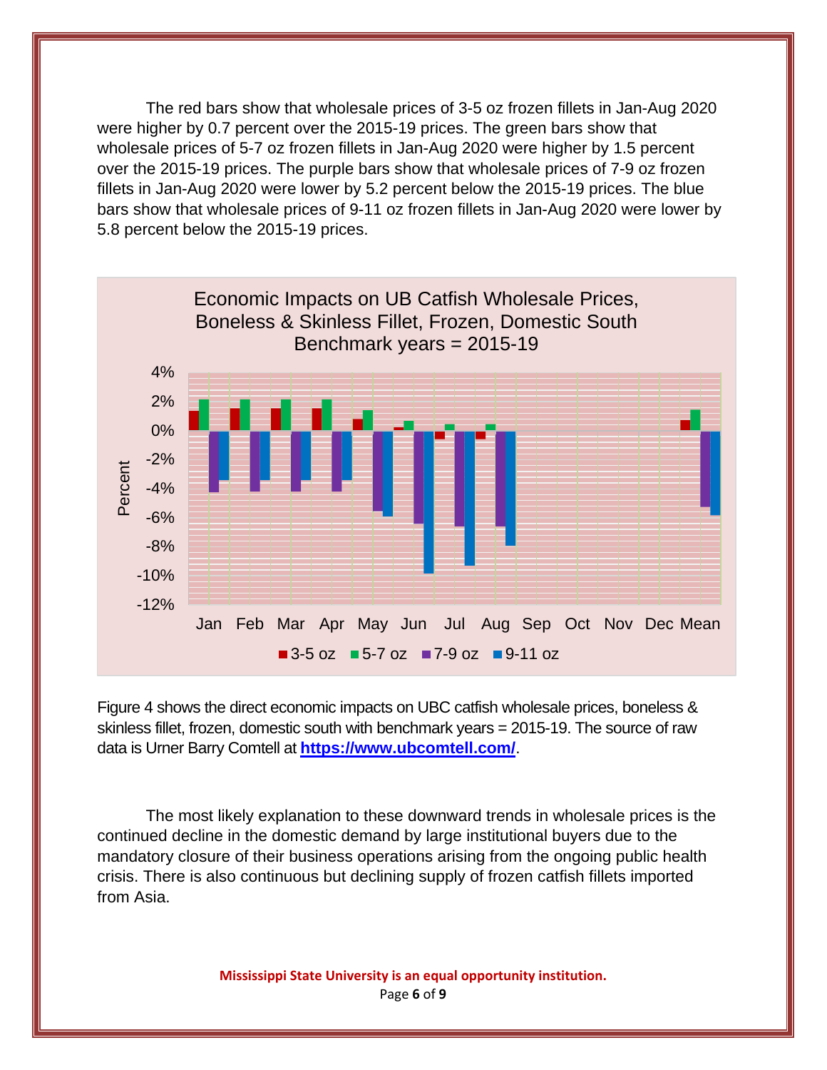The red bars show that wholesale prices of 3-5 oz frozen fillets in Jan-Aug 2020 were higher by 0.7 percent over the 2015-19 prices. The green bars show that wholesale prices of 5-7 oz frozen fillets in Jan-Aug 2020 were higher by 1.5 percent over the 2015-19 prices. The purple bars show that wholesale prices of 7-9 oz frozen fillets in Jan-Aug 2020 were lower by 5.2 percent below the 2015-19 prices. The blue bars show that wholesale prices of 9-11 oz frozen fillets in Jan-Aug 2020 were lower by 5.8 percent below the 2015-19 prices.

Economic Impacts on UB Catfish Wholesale Prices, Boneless & Skinless Fillet, Frozen, Domestic South Benchmark years = 2015-19

Figure 4 shows the direct economic impacts on UBC catfish wholesale prices, boneless & skinless fillet, frozen, domestic south with benchmark years = 2015-19. The source of raw data is Urner Barry Comtell at **https://www.ubcomtell.com/**.

The most likely explanation to these downward trends in wholesale prices is the continued decline in the domestic demand by large institutional buyers due to the mandatory closure of their business operations arising from the ongoing public health crisis. There is also continuous but declining supply of frozen catfish fillets imported from Asia.

**Mississippi State University is an equal opportunity institution.**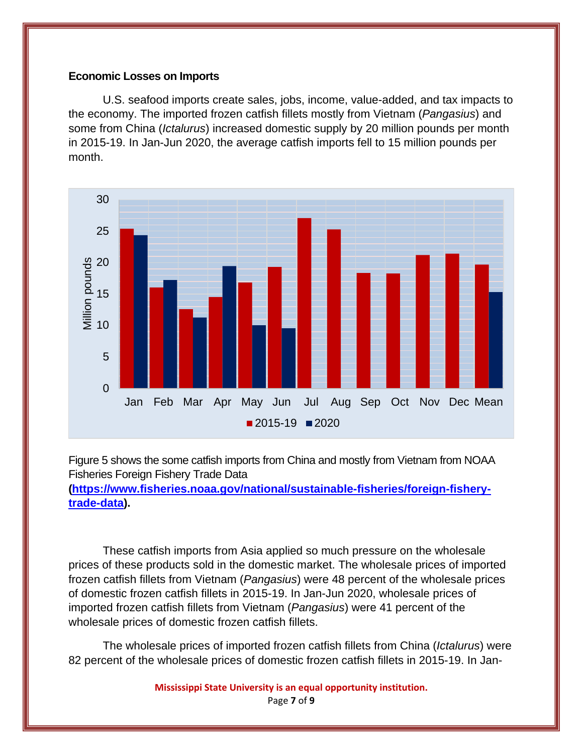**Economic Losses on Imports**

U.S. seafood imports create sales, jobs, income, value-added, and tax impacts to the economy. The imported frozen catfish fillets mostly from Vietnam (*Pangasius*) and some from China (*Ictalurus*) increased domestic supply by 20 million pounds per month in 2015-19. In Jan-Jun 2020, the average catfish imports fell to 15 million pounds per month.

Figure 5 shows the some catfish imports from China and mostly from Vietnam from NOAA Fisheries Foreign Fishery Trade Data (**https://www.fisheries.noaa.gov/national/sustainable-fisheries/foreign-fishery-trade-data**).

These catfish imports from Asia applied so much pressure on the wholesale prices of these products sold in the domestic market. The wholesale prices of imported frozen catfish fillets from Vietnam (*Pangasius*) were 48 percent of the wholesale prices of domestic frozen catfish fillets in 2015-19. In Jan-Jun 2020, wholesale prices of imported frozen catfish fillets from Vietnam (*Pangasius*) were 41 percent of the wholesale prices of domestic frozen catfish fillets.

The wholesale prices of imported frozen catfish fillets from China (*Ictalurus*) were 82 percent of the wholesale prices of domestic frozen catfish fillets in 2015-19. In Jan-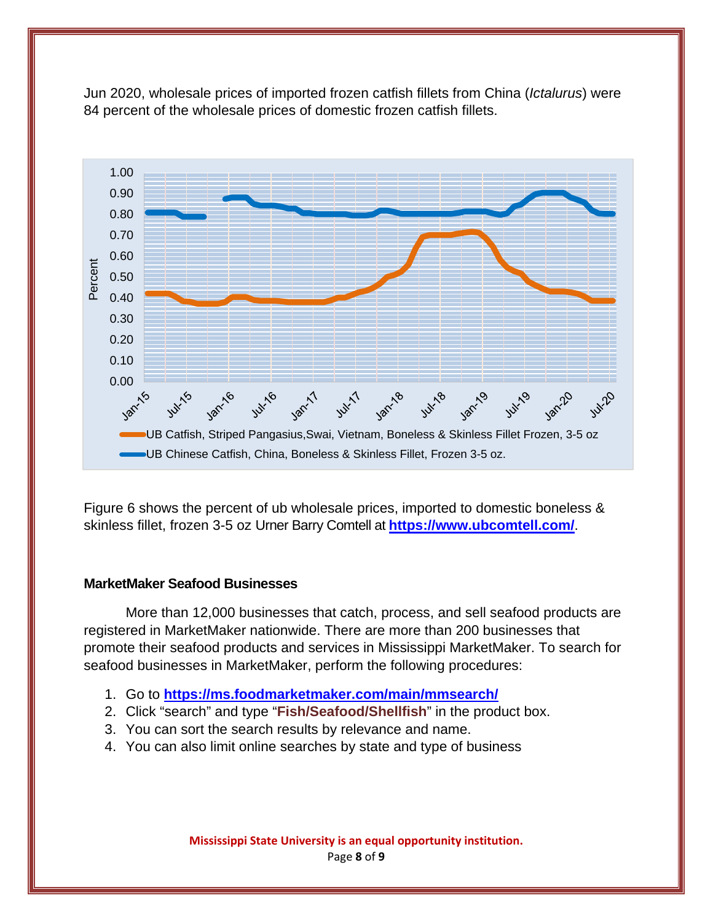Jun 2020, wholesale prices of imported frozen catfish fillets from China (*Ictalurus*) were 84 percent of the wholesale prices of domestic frozen catfish fillets.

Figure 6 shows the percent of ub wholesale prices, imported to domestic boneless & skinless fillet, frozen 3-5 oz Urner Barry Comtell at **https://www.ubcomtell.com/**.

### MarketMaker Seafood Businesses

More than 12,000 businesses that catch, process, and sell seafood products are registered in MarketMaker nationwide. There are more than 200 businesses that promote their seafood products and services in Mississippi MarketMaker. To search for seafood businesses in MarketMaker, perform the following procedures:

1. Go to **https://ms.foodmarketmaker.com/main/mmsearch/**
2. Click "search" and type "**Fish/Seafood/Shellfish**" in the product box.
3. You can sort the search results by relevance and name.
4. You can also limit online searches by state and type of business

**Mississippi State University is an equal opportunity institution.**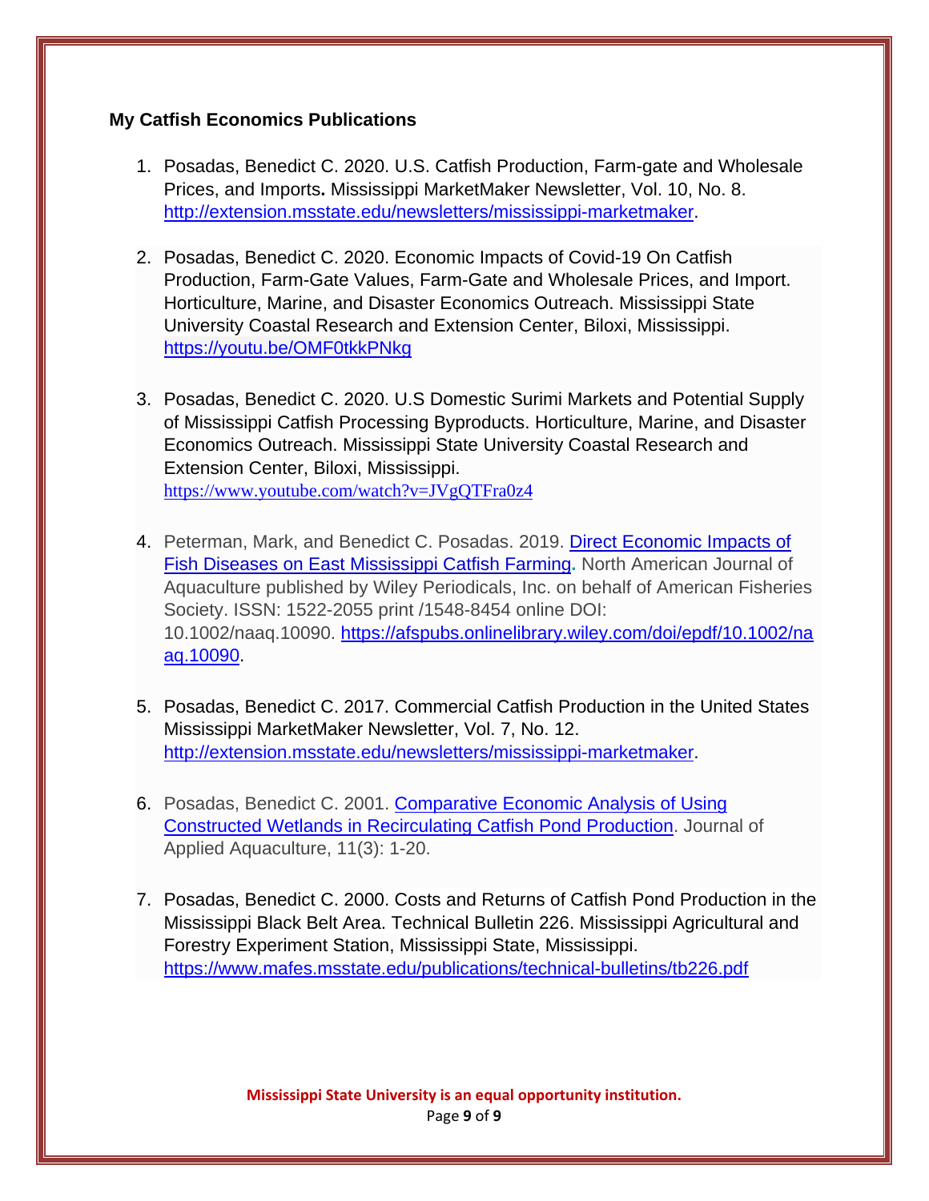**My Catfish Economics Publications**

1. Posadas, Benedict C. 2020. U.S. Catfish Production, Farm-gate and Wholesale Prices, and Imports**.** Mississippi MarketMaker Newsletter, Vol. 10, No. 8. http://extension.msstate.edu/newsletters/mississippi-marketmaker.

2. Posadas, Benedict C. 2020. Economic Impacts of Covid-19 On Catfish Production, Farm-Gate Values, Farm-Gate and Wholesale Prices, and Import. Horticulture, Marine, and Disaster Economics Outreach. Mississippi State University Coastal Research and Extension Center, Biloxi, Mississippi. https://youtu.be/OMF0tkkPNkg

3. Posadas, Benedict C. 2020. U.S Domestic Surimi Markets and Potential Supply of Mississippi Catfish Processing Byproducts. Horticulture, Marine, and Disaster Economics Outreach. Mississippi State University Coastal Research and Extension Center, Biloxi, Mississippi. https://www.youtube.com/watch?v=JVgQTFra0z4

4. Peterman, Mark, and Benedict C. Posadas. 2019. Direct Economic Impacts of Fish Diseases on East Mississippi Catfish Farming**.** North American Journal of Aquaculture published by Wiley Periodicals, Inc. on behalf of American Fisheries Society. ISSN: 1522-2055 print /1548-8454 online DOI: 10.1002/naaq.10090. https://afspubs.onlinelibrary.wiley.com/doi/epdf/10.1002/naaq.10090.

5. Posadas, Benedict C. 2017. Commercial Catfish Production in the United States Mississippi MarketMaker Newsletter, Vol. 7, No. 12. http://extension.msstate.edu/newsletters/mississippi-marketmaker.

6. Posadas, Benedict C. 2001. Comparative Economic Analysis of Using Constructed Wetlands in Recirculating Catfish Pond Production. Journal of Applied Aquaculture, 11(3): 1-20.

7. Posadas, Benedict C. 2000. Costs and Returns of Catfish Pond Production in the Mississippi Black Belt Area. Technical Bulletin 226. Mississippi Agricultural and Forestry Experiment Station, Mississippi State, Mississippi. https://www.mafes.msstate.edu/publications/technical-bulletins/tb226.pdf

**Mississippi State University is an equal opportunity institution.**